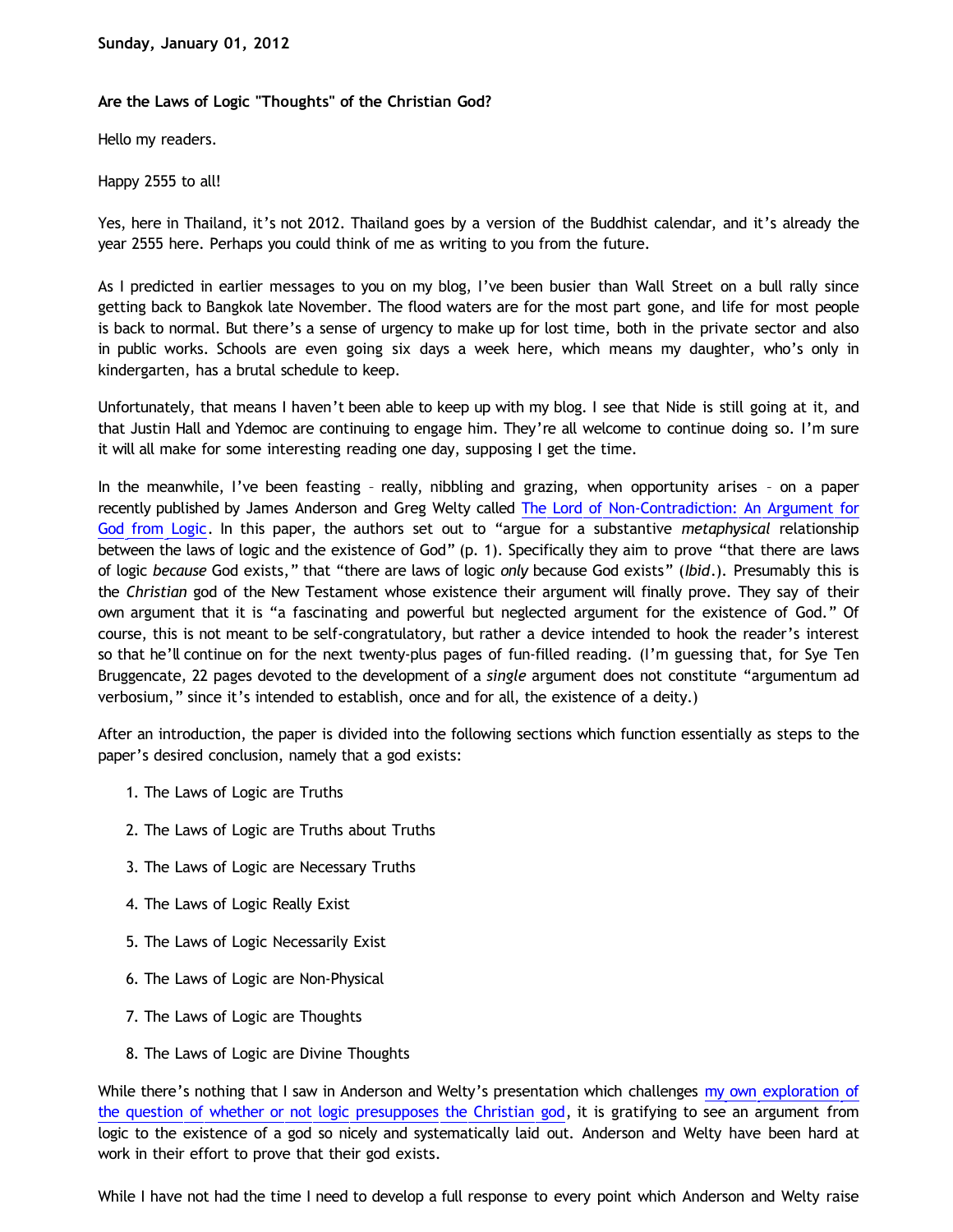**Sunday, January 01, 2012**

**Are the Laws of Logic "Thoughts" of the Christian God?**

Hello my readers.

Happy 2555 to all!

Yes, here in Thailand, it's not 2012. Thailand goes by a version of the Buddhist calendar, and it's already the year 2555 here. Perhaps you could think of me as writing to you from the future.

As I predicted in earlier messages to you on my blog, I've been busier than Wall Street on a bull rally since getting back to Bangkok late November. The flood waters are for the most part gone, and life for most people is back to normal. But there's a sense of urgency to make up for lost time, both in the private sector and also in public works. Schools are even going six days a week here, which means my daughter, who's only in kindergarten, has a brutal schedule to keep.

Unfortunately, that means I haven't been able to keep up with my blog. I see that Nide is still going at it, and that Justin Hall and Ydemoc are continuing to engage him. They're all welcome to continue doing so. I'm sure it will all make for some interesting reading one day, supposing I get the time.

In the meanwhile, I've been feasting – really, nibbling and grazing, when opportunity arises – on a paper recently published by James Anderson and Greg Welty called The Lord of Non-Contradiction: An Argument for God from Logic. In this paper, the authors set out to "argue for a substantive *metaphysical* relationship between the laws of logic and the existence of God" (p. 1). Specifically they aim to prove "that there are laws of logic *because* God exists," that "there are laws of logic *only* because God exists" (*Ibid*.). Presumably this is the *Christian* god of the New Testament whose existence their argument will finally prove. They say of their own argument that it is "a fascinating and powerful but neglected argument for the existence of God." Of course, this is not meant to be self-congratulatory, but rather a device intended to hook the reader's interest so that he'll continue on for the next twenty-plus pages of fun-filled reading. (I'm guessing that, for Sye Ten Bruggencate, 22 pages devoted to the development of a *single* argument does not constitute "argumentum ad verbosium," since it's intended to establish, once and for all, the existence of a deity.)

After an introduction, the paper is divided into the following sections which function essentially as steps to the paper's desired conclusion, namely that a god exists:

1. The Laws of Logic are Truths
2. The Laws of Logic are Truths about Truths
3. The Laws of Logic are Necessary Truths
4. The Laws of Logic Really Exist
5. The Laws of Logic Necessarily Exist
6. The Laws of Logic are Non-Physical
7. The Laws of Logic are Thoughts
8. The Laws of Logic are Divine Thoughts

While there's nothing that I saw in Anderson and Welty's presentation which challenges my own exploration of the question of whether or not logic presupposes the Christian god, it is gratifying to see an argument from logic to the existence of a god so nicely and systematically laid out. Anderson and Welty have been hard at work in their effort to prove that their god exists.

While I have not had the time I need to develop a full response to every point which Anderson and Welty raise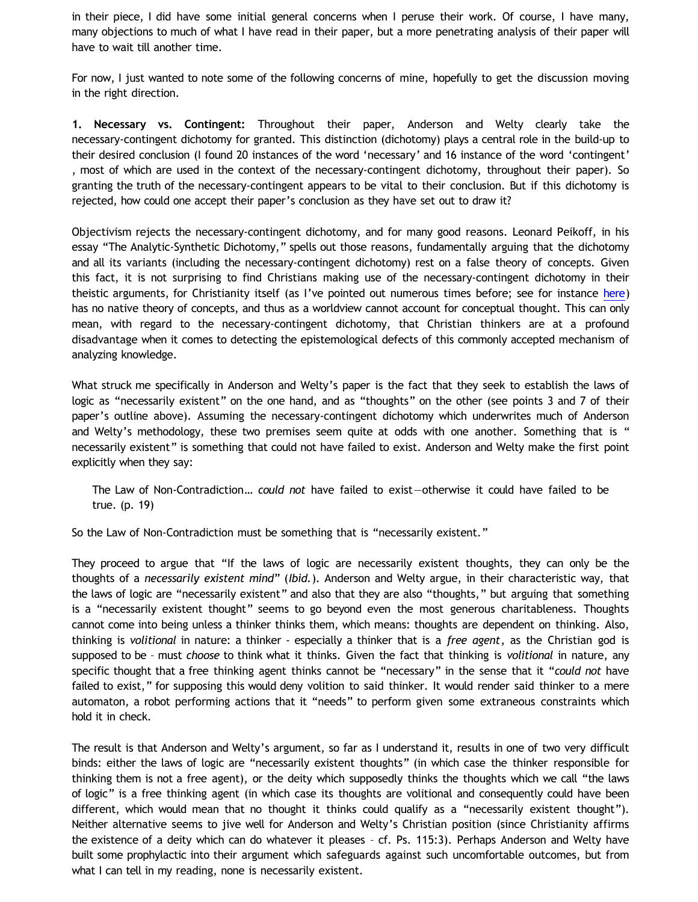in their piece, I did have some initial general concerns when I peruse their work. Of course, I have many, many objections to much of what I have read in their paper, but a more penetrating analysis of their paper will have to wait till another time.

For now, I just wanted to note some of the following concerns of mine, hopefully to get the discussion moving in the right direction.

**1. Necessary vs. Contingent:** Throughout their paper, Anderson and Welty clearly take the necessary-contingent dichotomy for granted. This distinction (dichotomy) plays a central role in the build-up to their desired conclusion (I found 20 instances of the word 'necessary' and 16 instance of the word 'contingent' , most of which are used in the context of the necessary-contingent dichotomy, throughout their paper). So granting the truth of the necessary-contingent appears to be vital to their conclusion. But if this dichotomy is rejected, how could one accept their paper's conclusion as they have set out to draw it?

Objectivism rejects the necessary-contingent dichotomy, and for many good reasons. Leonard Peikoff, in his essay "The Analytic-Synthetic Dichotomy," spells out those reasons, fundamentally arguing that the dichotomy and all its variants (including the necessary-contingent dichotomy) rest on a false theory of concepts. Given this fact, it is not surprising to find Christians making use of the necessary-contingent dichotomy in their theistic arguments, for Christianity itself (as I've pointed out numerous times before; see for instance here) has no native theory of concepts, and thus as a worldview cannot account for conceptual thought. This can only mean, with regard to the necessary-contingent dichotomy, that Christian thinkers are at a profound disadvantage when it comes to detecting the epistemological defects of this commonly accepted mechanism of analyzing knowledge.

What struck me specifically in Anderson and Welty's paper is the fact that they seek to establish the laws of logic as "necessarily existent" on the one hand, and as "thoughts" on the other (see points 3 and 7 of their paper's outline above). Assuming the necessary-contingent dichotomy which underwrites much of Anderson and Welty's methodology, these two premises seem quite at odds with one another. Something that is " necessarily existent" is something that could not have failed to exist. Anderson and Welty make the first point explicitly when they say:

> The Law of Non-Contradiction… *could not* have failed to exist—otherwise it could have failed to be true. (p. 19)

So the Law of Non-Contradiction must be something that is "necessarily existent."

They proceed to argue that "If the laws of logic are necessarily existent thoughts, they can only be the thoughts of a *necessarily existent mind*" (*Ibid.*). Anderson and Welty argue, in their characteristic way, that the laws of logic are "necessarily existent" and also that they are also "thoughts," but arguing that something is a "necessarily existent thought" seems to go beyond even the most generous charitableness. Thoughts cannot come into being unless a thinker thinks them, which means: thoughts are dependent on thinking. Also, thinking is *volitional* in nature: a thinker - especially a thinker that is a *free agent*, as the Christian god is supposed to be – must *choose* to think what it thinks. Given the fact that thinking is *volitional* in nature, any specific thought that a free thinking agent thinks cannot be "necessary" in the sense that it "*could not* have failed to exist," for supposing this would deny volition to said thinker. It would render said thinker to a mere automaton, a robot performing actions that it "needs" to perform given some extraneous constraints which hold it in check.

The result is that Anderson and Welty's argument, so far as I understand it, results in one of two very difficult binds: either the laws of logic are "necessarily existent thoughts" (in which case the thinker responsible for thinking them is not a free agent), or the deity which supposedly thinks the thoughts which we call "the laws of logic" is a free thinking agent (in which case its thoughts are volitional and consequently could have been different, which would mean that no thought it thinks could qualify as a "necessarily existent thought"). Neither alternative seems to jive well for Anderson and Welty's Christian position (since Christianity affirms the existence of a deity which can do whatever it pleases – cf. Ps. 115:3). Perhaps Anderson and Welty have built some prophylactic into their argument which safeguards against such uncomfortable outcomes, but from what I can tell in my reading, none is necessarily existent.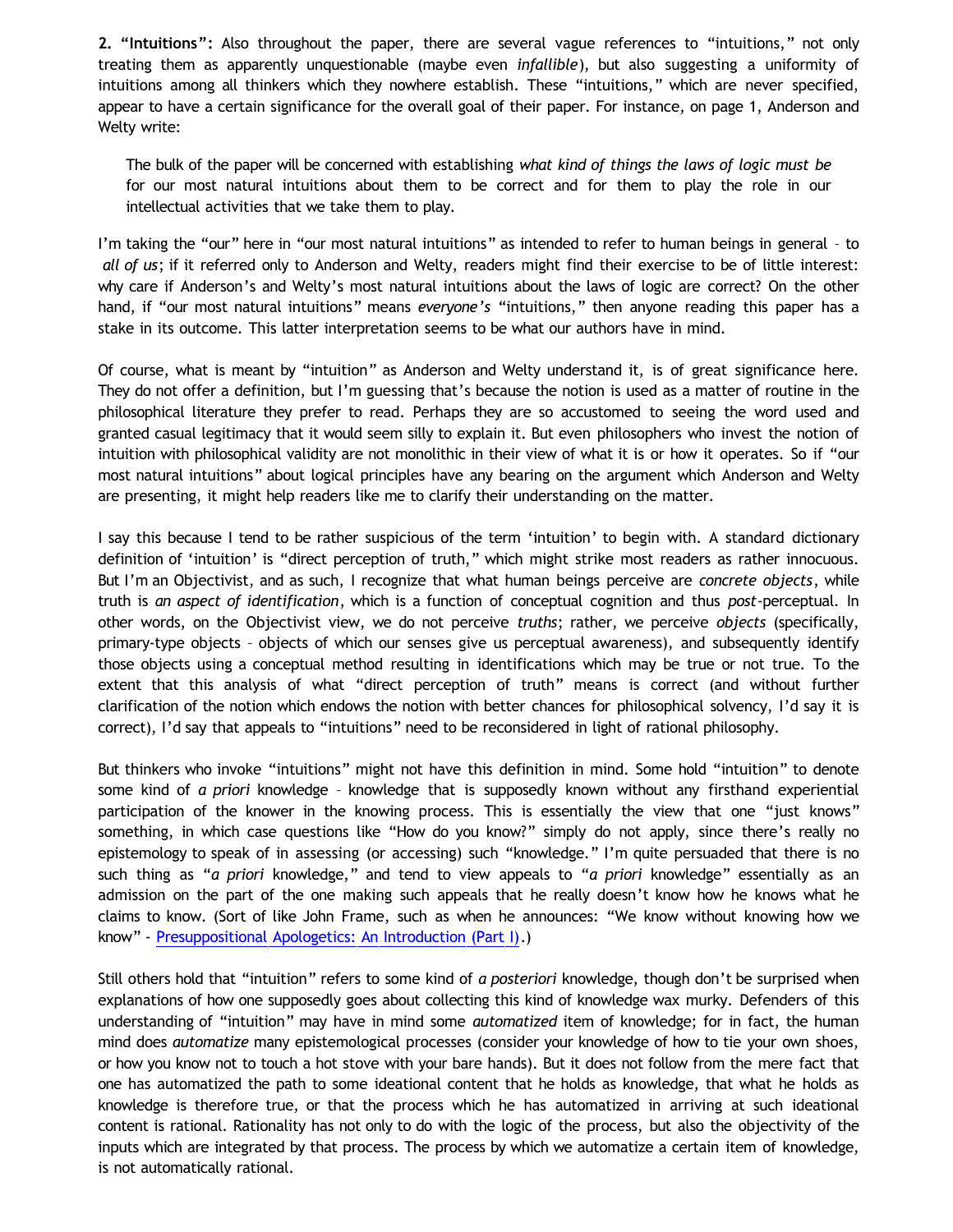**2. "Intuitions":** Also throughout the paper, there are several vague references to "intuitions," not only treating them as apparently unquestionable (maybe even *infallible*), but also suggesting a uniformity of intuitions among all thinkers which they nowhere establish. These "intuitions," which are never specified, appear to have a certain significance for the overall goal of their paper. For instance, on page 1, Anderson and Welty write:

> The bulk of the paper will be concerned with establishing *what kind of things the laws of logic must be* for our most natural intuitions about them to be correct and for them to play the role in our intellectual activities that we take them to play.

I'm taking the "our" here in "our most natural intuitions" as intended to refer to human beings in general – to *all of us*; if it referred only to Anderson and Welty, readers might find their exercise to be of little interest: why care if Anderson's and Welty's most natural intuitions about the laws of logic are correct? On the other hand, if "our most natural intuitions" means *everyone's* "intuitions," then anyone reading this paper has a stake in its outcome. This latter interpretation seems to be what our authors have in mind.

Of course, what is meant by "intuition" as Anderson and Welty understand it, is of great significance here. They do not offer a definition, but I'm guessing that's because the notion is used as a matter of routine in the philosophical literature they prefer to read. Perhaps they are so accustomed to seeing the word used and granted casual legitimacy that it would seem silly to explain it. But even philosophers who invest the notion of intuition with philosophical validity are not monolithic in their view of what it is or how it operates. So if "our most natural intuitions" about logical principles have any bearing on the argument which Anderson and Welty are presenting, it might help readers like me to clarify their understanding on the matter.

I say this because I tend to be rather suspicious of the term 'intuition' to begin with. A standard dictionary definition of 'intuition' is "direct perception of truth," which might strike most readers as rather innocuous. But I'm an Objectivist, and as such, I recognize that what human beings perceive are *concrete objects*, while truth is *an aspect of identification*, which is a function of conceptual cognition and thus *post*-perceptual. In other words, on the Objectivist view, we do not perceive *truths*; rather, we perceive *objects* (specifically, primary-type objects – objects of which our senses give us perceptual awareness), and subsequently identify those objects using a conceptual method resulting in identifications which may be true or not true. To the extent that this analysis of what "direct perception of truth" means is correct (and without further clarification of the notion which endows the notion with better chances for philosophical solvency, I'd say it is correct), I'd say that appeals to "intuitions" need to be reconsidered in light of rational philosophy.

But thinkers who invoke "intuitions" might not have this definition in mind. Some hold "intuition" to denote some kind of *a priori* knowledge – knowledge that is supposedly known without any firsthand experiential participation of the knower in the knowing process. This is essentially the view that one "just knows" something, in which case questions like "How do you know?" simply do not apply, since there's really no epistemology to speak of in assessing (or accessing) such "knowledge." I'm quite persuaded that there is no such thing as "*a priori* knowledge," and tend to view appeals to "*a priori* knowledge" essentially as an admission on the part of the one making such appeals that he really doesn't know how he knows what he claims to know. (Sort of like John Frame, such as when he announces: "We know without knowing how we know" - [Presuppositional Apologetics: An Introduction (Part I)](#).)

Still others hold that "intuition" refers to some kind of *a posteriori* knowledge, though don't be surprised when explanations of how one supposedly goes about collecting this kind of knowledge wax murky. Defenders of this understanding of "intuition" may have in mind some *automatized* item of knowledge; for in fact, the human mind does *automatize* many epistemological processes (consider your knowledge of how to tie your own shoes, or how you know not to touch a hot stove with your bare hands). But it does not follow from the mere fact that one has automatized the path to some ideational content that he holds as knowledge, that what he holds as knowledge is therefore true, or that the process which he has automatized in arriving at such ideational content is rational. Rationality has not only to do with the logic of the process, but also the objectivity of the inputs which are integrated by that process. The process by which we automatize a certain item of knowledge, is not automatically rational.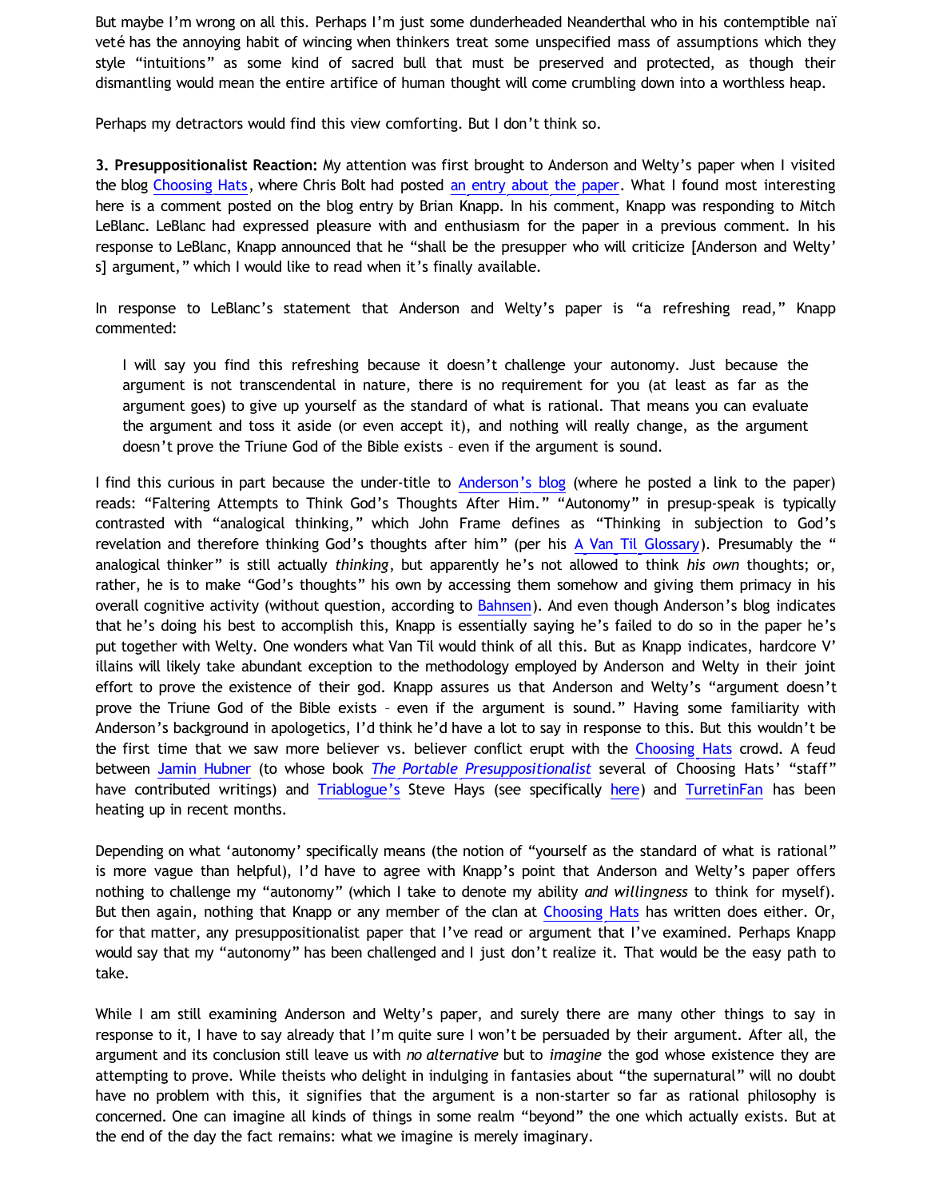But maybe I'm wrong on all this. Perhaps I'm just some dunderheaded Neanderthal who in his contemptible naïveté has the annoying habit of wincing when thinkers treat some unspecified mass of assumptions which they style "intuitions" as some kind of sacred bull that must be preserved and protected, as though their dismantling would mean the entire artifice of human thought will come crumbling down into a worthless heap.

Perhaps my detractors would find this view comforting. But I don't think so.

**3. Presuppositionalist Reaction:** My attention was first brought to Anderson and Welty's paper when I visited the blog Choosing Hats, where Chris Bolt had posted an entry about the paper. What I found most interesting here is a comment posted on the blog entry by Brian Knapp. In his comment, Knapp was responding to Mitch LeBlanc. LeBlanc had expressed pleasure with and enthusiasm for the paper in a previous comment. In his response to LeBlanc, Knapp announced that he "shall be the presupper who will criticize [Anderson and Welty's] argument," which I would like to read when it's finally available.

In response to LeBlanc's statement that Anderson and Welty's paper is "a refreshing read," Knapp commented:

> I will say you find this refreshing because it doesn't challenge your autonomy. Just because the argument is not transcendental in nature, there is no requirement for you (at least as far as the argument goes) to give up yourself as the standard of what is rational. That means you can evaluate the argument and toss it aside (or even accept it), and nothing will really change, as the argument doesn't prove the Triune God of the Bible exists – even if the argument is sound.

I find this curious in part because the under-title to Anderson's blog (where he posted a link to the paper) reads: "Faltering Attempts to Think God's Thoughts After Him." "Autonomy" in presup-speak is typically contrasted with "analogical thinking," which John Frame defines as "Thinking in subjection to God's revelation and therefore thinking God's thoughts after him" (per his A Van Til Glossary). Presumably the "analogical thinker" is still actually *thinking*, but apparently he's not allowed to think *his own* thoughts; or, rather, he is to make "God's thoughts" his own by accessing them somehow and giving them primacy in his overall cognitive activity (without question, according to Bahnsen). And even though Anderson's blog indicates that he's doing his best to accomplish this, Knapp is essentially saying he's failed to do so in the paper he's put together with Welty. One wonders what Van Til would think of all this. But as Knapp indicates, hardcore V'illains will likely take abundant exception to the methodology employed by Anderson and Welty in their joint effort to prove the existence of their god. Knapp assures us that Anderson and Welty's "argument doesn't prove the Triune God of the Bible exists – even if the argument is sound." Having some familiarity with Anderson's background in apologetics, I'd think he'd have a lot to say in response to this. But this wouldn't be the first time that we saw more believer vs. believer conflict erupt with the Choosing Hats crowd. A feud between Jamin Hubner (to whose book *The Portable Presuppositionalist* several of Choosing Hats' "staff" have contributed writings) and Triablogue's Steve Hays (see specifically here) and TurretinFan has been heating up in recent months.

Depending on what 'autonomy' specifically means (the notion of "yourself as the standard of what is rational" is more vague than helpful), I'd have to agree with Knapp's point that Anderson and Welty's paper offers nothing to challenge my "autonomy" (which I take to denote my ability *and willingness* to think for myself). But then again, nothing that Knapp or any member of the clan at Choosing Hats has written does either. Or, for that matter, any presuppositionalist paper that I've read or argument that I've examined. Perhaps Knapp would say that my "autonomy" has been challenged and I just don't realize it. That would be the easy path to take.

While I am still examining Anderson and Welty's paper, and surely there are many other things to say in response to it, I have to say already that I'm quite sure I won't be persuaded by their argument. After all, the argument and its conclusion still leave us with *no alternative* but to *imagine* the god whose existence they are attempting to prove. While theists who delight in indulging in fantasies about "the supernatural" will no doubt have no problem with this, it signifies that the argument is a non-starter so far as rational philosophy is concerned. One can imagine all kinds of things in some realm "beyond" the one which actually exists. But at the end of the day the fact remains: what we imagine is merely imaginary.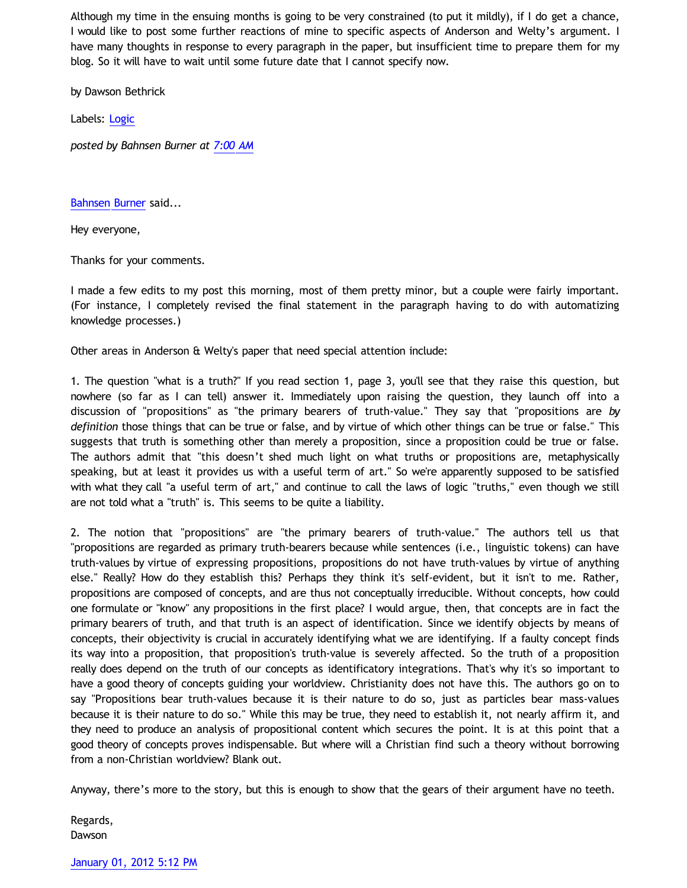Although my time in the ensuing months is going to be very constrained (to put it mildly), if I do get a chance, I would like to post some further reactions of mine to specific aspects of Anderson and Welty's argument. I have many thoughts in response to every paragraph in the paper, but insufficient time to prepare them for my blog. So it will have to wait until some future date that I cannot specify now.

by Dawson Bethrick

Labels: Logic

*posted by Bahnsen Burner at 7:00 AM*

Bahnsen Burner said...

Hey everyone,

Thanks for your comments.

I made a few edits to my post this morning, most of them pretty minor, but a couple were fairly important. (For instance, I completely revised the final statement in the paragraph having to do with automatizing knowledge processes.)

Other areas in Anderson & Welty's paper that need special attention include:

1. The question "what is a truth?" If you read section 1, page 3, you'll see that they raise this question, but nowhere (so far as I can tell) answer it. Immediately upon raising the question, they launch off into a discussion of "propositions" as "the primary bearers of truth-value." They say that "propositions are *by definition* those things that can be true or false, and by virtue of which other things can be true or false." This suggests that truth is something other than merely a proposition, since a proposition could be true or false. The authors admit that "this doesn't shed much light on what truths or propositions are, metaphysically speaking, but at least it provides us with a useful term of art." So we're apparently supposed to be satisfied with what they call "a useful term of art," and continue to call the laws of logic "truths," even though we still are not told what a "truth" is. This seems to be quite a liability.

2. The notion that "propositions" are "the primary bearers of truth-value." The authors tell us that "propositions are regarded as primary truth-bearers because while sentences (i.e., linguistic tokens) can have truth-values by virtue of expressing propositions, propositions do not have truth-values by virtue of anything else." Really? How do they establish this? Perhaps they think it's self-evident, but it isn't to me. Rather, propositions are composed of concepts, and are thus not conceptually irreducible. Without concepts, how could one formulate or "know" any propositions in the first place? I would argue, then, that concepts are in fact the primary bearers of truth, and that truth is an aspect of identification. Since we identify objects by means of concepts, their objectivity is crucial in accurately identifying what we are identifying. If a faulty concept finds its way into a proposition, that proposition's truth-value is severely affected. So the truth of a proposition really does depend on the truth of our concepts as identificatory integrations. That's why it's so important to have a good theory of concepts guiding your worldview. Christianity does not have this. The authors go on to say "Propositions bear truth-values because it is their nature to do so, just as particles bear mass-values because it is their nature to do so." While this may be true, they need to establish it, not nearly affirm it, and they need to produce an analysis of propositional content which secures the point. It is at this point that a good theory of concepts proves indispensable. But where will a Christian find such a theory without borrowing from a non-Christian worldview? Blank out.

Anyway, there's more to the story, but this is enough to show that the gears of their argument have no teeth.

Regards,
Dawson

January 01, 2012 5:12 PM